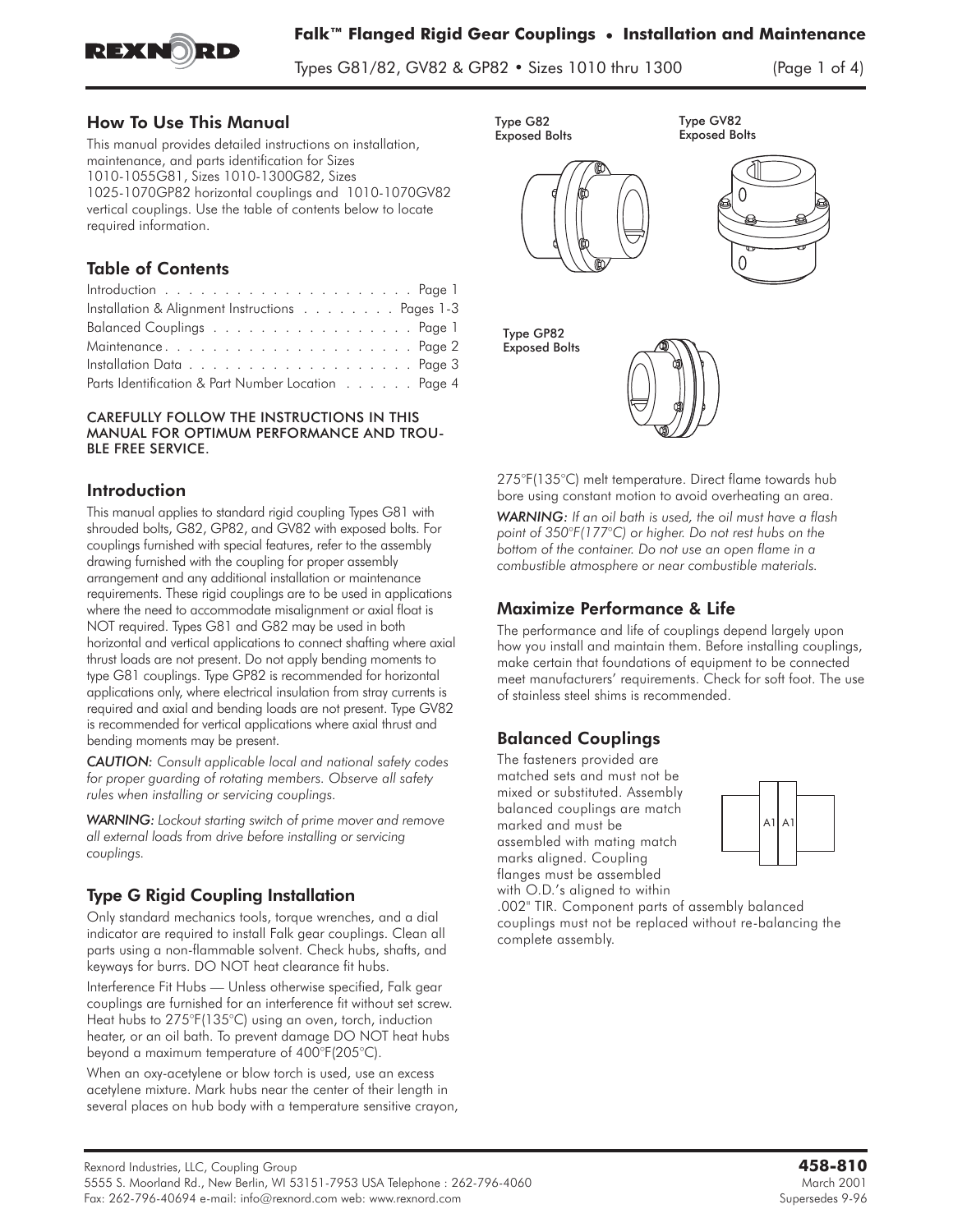# Falk™ Flanged Rigid Gear Couplings • Installation and Maintenance

Types G81/82, GV82 & GP82 • Sizes 1010 thru 1300

## How To Use This Manual

This manual provides detailed instructions on installation, maintenance, and parts identification for Sizes 1010-1055G81, Sizes 1010-1300G82, Sizes 1025-1070GP82 horizontal couplings and 1010-1070GV82 vertical couplings. Use the table of contents below to locate required information.

## Table of Contents

Introduction . . . . . . . . . . . . . . . . . . . . . Page 1
Installation & Alignment Instructions . . . . . . . . Pages 1-3
Balanced Couplings . . . . . . . . . . . . . . . . . Page 1
Maintenance . . . . . . . . . . . . . . . . . . . . . Page 2
Installation Data . . . . . . . . . . . . . . . . . . . Page 3
Parts Identification & Part Number Location . . . . . . Page 4

CAREFULLY FOLLOW THE INSTRUCTIONS IN THIS MANUAL FOR OPTIMUM PERFORMANCE AND TROUBLE FREE SERVICE.

## Introduction

This manual applies to standard rigid coupling Types G81 with shrouded bolts, G82, GP82, and GV82 with exposed bolts. For couplings furnished with special features, refer to the assembly drawing furnished with the coupling for proper assembly arrangement and any additional installation or maintenance requirements. These rigid couplings are to be used in applications where the need to accommodate misalignment or axial float is NOT required. Types G81 and G82 may be used in both horizontal and vertical applications to connect shafting where axial thrust loads are not present. Do not apply bending moments to type G81 couplings. Type GP82 is recommended for horizontal applications only, where electrical insulation from stray currents is required and axial and bending loads are not present. Type GV82 is recommended for vertical applications where axial thrust and bending moments may be present.

*CAUTION: Consult applicable local and national safety codes for proper guarding of rotating members. Observe all safety rules when installing or servicing couplings.*

*WARNING: Lockout starting switch of prime mover and remove all external loads from drive before installing or servicing couplings.*

## Type G Rigid Coupling Installation

Only standard mechanics tools, torque wrenches, and a dial indicator are required to install Falk gear couplings. Clean all parts using a non-flammable solvent. Check hubs, shafts, and keyways for burrs. DO NOT heat clearance fit hubs.

Interference Fit Hubs — Unless otherwise specified, Falk gear couplings are furnished for an interference fit without set screw. Heat hubs to 275°F(135°C) using an oven, torch, induction heater, or an oil bath. To prevent damage DO NOT heat hubs beyond a maximum temperature of 400°F(205°C).

When an oxy-acetylene or blow torch is used, use an excess acetylene mixture. Mark hubs near the center of their length in several places on hub body with a temperature sensitive crayon, 275°F(135°C) melt temperature. Direct flame towards hub bore using constant motion to avoid overheating an area.

*WARNING: If an oil bath is used, the oil must have a flash point of 350°F(177°C) or higher. Do not rest hubs on the bottom of the container. Do not use an open flame in a combustible atmosphere or near combustible materials.*

Type G82 Exposed Bolts

Type GV82 Exposed Bolts

Type GP82 Exposed Bolts

## Maximize Performance & Life

The performance and life of couplings depend largely upon how you install and maintain them. Before installing couplings, make certain that foundations of equipment to be connected meet manufacturers' requirements. Check for soft foot. The use of stainless steel shims is recommended.

## Balanced Couplings

The fasteners provided are matched sets and must not be mixed or substituted. Assembly balanced couplings are match marked and must be assembled with mating match marks aligned. Coupling flanges must be assembled with O.D.'s aligned to within .002" TIR. Component parts of assembly balanced couplings must not be replaced without re-balancing the complete assembly.

A1 A1

Rexnord Industries, LLC, Coupling Group
5555 S. Moorland Rd., New Berlin, WI 53151-7953 USA Telephone : 262-796-4060
Fax: 262-796-40694 e-mail: info@rexnord.com web: www.rexnord.com

**458-810**
March 2001
Supersedes 9-96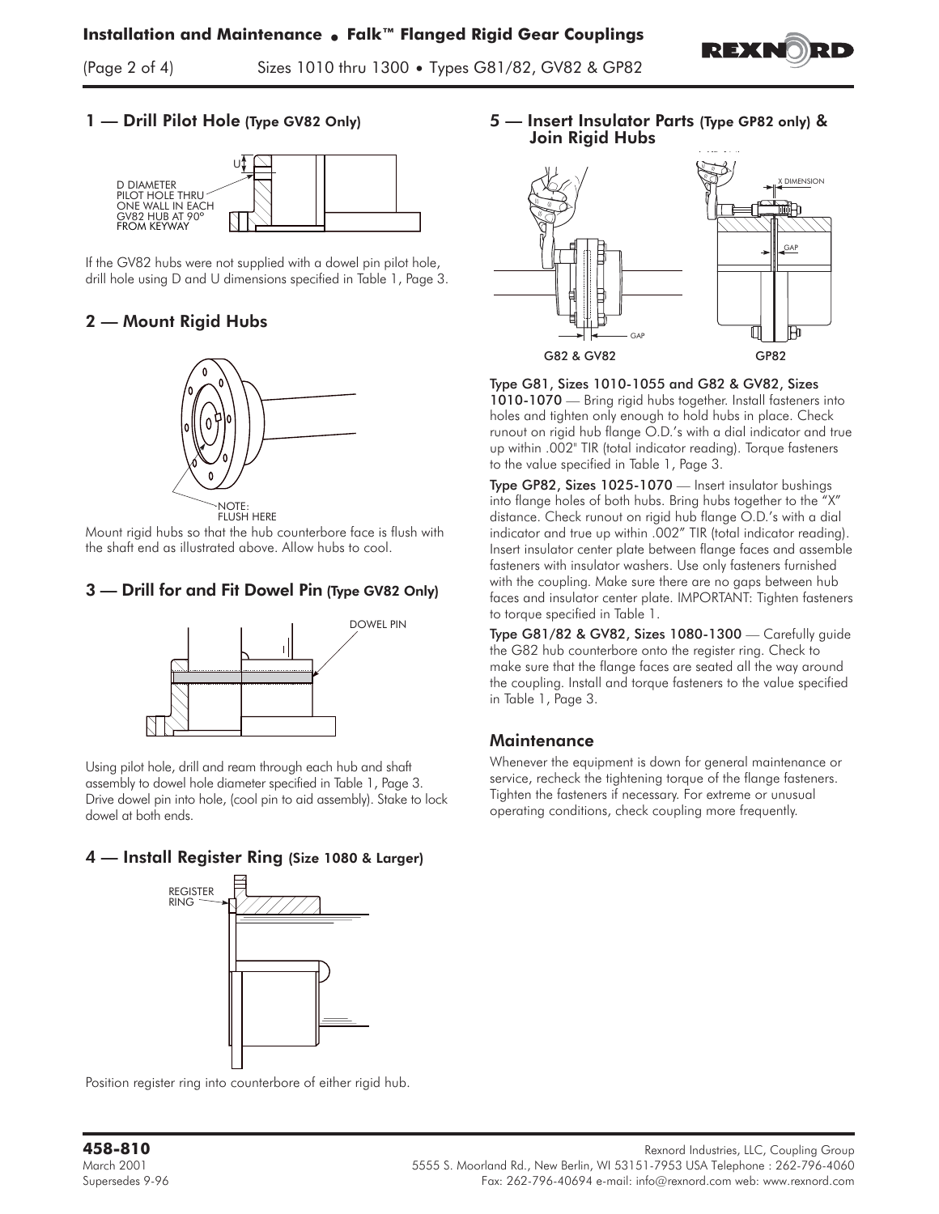## 1 — Drill Pilot Hole (Type GV82 Only)

D DIAMETER PILOT HOLE THRU ONE WALL IN EACH GV82 HUB AT 90° FROM KEYWAY

If the GV82 hubs were not supplied with a dowel pin pilot hole, drill hole using D and U dimensions specified in Table 1, Page 3.

## 2 — Mount Rigid Hubs

NOTE: FLUSH HERE

Mount rigid hubs so that the hub counterbore face is flush with the shaft end as illustrated above. Allow hubs to cool.

## 3 — Drill for and Fit Dowel Pin (Type GV82 Only)

DOWEL PIN

Using pilot hole, drill and ream through each hub and shaft assembly to dowel hole diameter specified in Table 1, Page 3. Drive dowel pin into hole, (cool pin to aid assembly). Stake to lock dowel at both ends.

## 4 — Install Register Ring (Size 1080 & Larger)

REGISTER RING

Position register ring into counterbore of either rigid hub.

## 5 — Insert Insulator Parts (Type GP82 only) & Join Rigid Hubs

G82 & GV82 GP82

**Type G81, Sizes 1010-1055 and G82 & GV82, Sizes 1010-1070** — Bring rigid hubs together. Install fasteners into holes and tighten only enough to hold hubs in place. Check runout on rigid hub flange O.D.'s with a dial indicator and true up within .002" TIR (total indicator reading). Torque fasteners to the value specified in Table 1, Page 3.

**Type GP82, Sizes 1025-1070** — Insert insulator bushings into flange holes of both hubs. Bring hubs together to the "X" distance. Check runout on rigid hub flange O.D.'s with a dial indicator and true up within .002" TIR (total indicator reading). Insert insulator center plate between flange faces and assemble fasteners with insulator washers. Use only fasteners furnished with the coupling. Make sure there are no gaps between hub faces and insulator center plate. IMPORTANT: Tighten fasteners to torque specified in Table 1.

**Type G81/82 & GV82, Sizes 1080-1300** — Carefully guide the G82 hub counterbore onto the register ring. Check to make sure that the flange faces are seated all the way around the coupling. Install and torque fasteners to the value specified in Table 1, Page 3.

## Maintenance

Whenever the equipment is down for general maintenance or service, recheck the tightening torque of the flange fasteners. Tighten the fasteners if necessary. For extreme or unusual operating conditions, check coupling more frequently.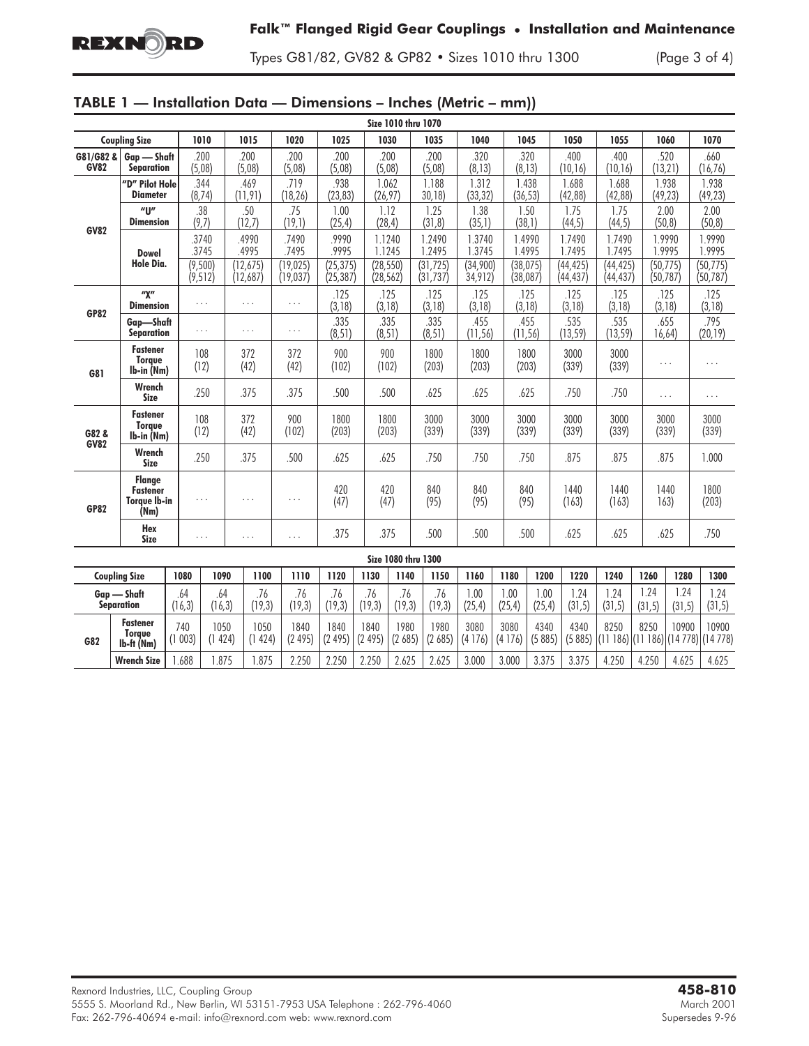## TABLE 1 — Installation Data — Dimensions – Inches (Metric – mm))

**Size 1010 thru 1070**

| Coupling Size | | 1010 | 1015 | 1020 | 1025 | 1030 | 1035 | 1040 | 1045 | 1050 | 1055 | 1060 | 1070 |
|---|---|---|---|---|---|---|---|---|---|---|---|---|---|
| G81/G82 & GV82 | Gap — Shaft Separation | .200 (5,08) | .200 (5,08) | .200 (5,08) | .200 (5,08) | .200 (5,08) | .200 (5,08) | .320 (8,13) | .320 (8,13) | .400 (10,16) | .400 (10,16) | .520 (13,21) | .660 (16,76) |
| GV82 | "D" Pilot Hole Diameter | .344 (8,74) | .469 (11,91) | .719 (18,26) | .938 (23,83) | 1.062 (26,97) | 1.188 30,18) | 1.312 (33,32) | 1.438 (36,53) | 1.688 (42,88) | 1.688 (42,88) | 1.938 (49,23) | 1.938 (49,23) |
| | "U" Dimension | .38 (9,7) | .50 (12,7) | .75 (19,1) | 1.00 (25,4) | 1.12 (28,4) | 1.25 (31,8) | 1.38 (35,1) | 1.50 (38,1) | 1.75 (44,5) | 1.75 (44,5) | 2.00 (50,8) | 2.00 (50,8) |
| | Dowel Hole Dia. | .3740 .3745 (9,500) (9,512) | .4990 .4995 (12,675) (12,687) | .7490 .7495 (19,025) (19,037) | .9990 .9995 (25,375) (25,387) | 1.1240 1.1245 (28,550) (28,562) | 1.2490 1.2495 (31,725) (31,737) | 1.3740 1.3745 (34,900) 34,912) | 1.4990 1.4995 (38,075) (38,087) | 1.7490 1.7495 (44,425) (44,437) | 1.7490 1.7495 (44,425) (44,437) | 1.9990 1.9995 (50,775) (50,787) | 1.9990 1.9995 (50,775) (50,787) |
| GP82 | "X" Dimension | ... | ... | ... | .125 (3,18) | .125 (3,18) | .125 (3,18) | .125 (3,18) | .125 (3,18) | .125 (3,18) | .125 (3,18) | .125 (3,18) | .125 (3,18) |
| | Gap—Shaft Separation | ... | ... | ... | .335 (8,51) | .335 (8,51) | .335 (8,51) | .455 (11,56) | .455 (11,56) | .535 (13,59) | .535 (13,59) | .655 16,64) | .795 (20,19) |
| G81 | Fastener Torque lb-in (Nm) | 108 (12) | 372 (42) | 372 (42) | 900 (102) | 900 (102) | 1800 (203) | 1800 (203) | 1800 (203) | 3000 (339) | 3000 (339) | ... | ... |
| | Wrench Size | .250 | .375 | .375 | .500 | .500 | .625 | .625 | .625 | .750 | .750 | ... | ... |
| G82 & GV82 | Fastener Torque lb-in (Nm) | 108 (12) | 372 (42) | 900 (102) | 1800 (203) | 1800 (203) | 3000 (339) | 3000 (339) | 3000 (339) | 3000 (339) | 3000 (339) | 3000 (339) | 3000 (339) |
| | Wrench Size | .250 | .375 | .500 | .625 | .625 | .750 | .750 | .750 | .875 | .875 | .875 | 1.000 |
| GP82 | Flange Fastener Torque lb-in (Nm) | ... | ... | ... | 420 (47) | 420 (47) | 840 (95) | 840 (95) | 840 (95) | 1440 (163) | 1440 (163) | 1440 163) | 1800 (203) |
| | Hex Size | ... | ... | ... | .375 | .375 | .500 | .500 | .500 | .625 | .625 | .625 | .750 |

**Size 1080 thru 1300**

| Coupling Size | | 1080 | 1090 | 1100 | 1110 | 1120 | 1130 | 1140 | 1150 | 1160 | 1180 | 1200 | 1220 | 1240 | 1260 | 1280 | 1300 |
|---|---|---|---|---|---|---|---|---|---|---|---|---|---|---|---|---|---|
| Gap — Shaft Separation | | .64 (16,3) | .64 (16,3) | .76 (19,3) | .76 (19,3) | .76 (19,3) | .76 (19,3) | .76 (19,3) | .76 (19,3) | 1.00 (25,4) | 1.00 (25,4) | 1.00 (25,4) | 1.24 (31,5) | 1.24 (31,5) | 1.24 (31,5) | 1.24 (31,5) | 1.24 (31,5) |
| G82 | Fastener Torque lb-ft (Nm) | 740 (1 003) | 1050 (1 424) | 1050 (1 424) | 1840 (2 495) | 1840 (2 495) | 1840 (2 495) | 1980 (2 685) | 1980 (2 685) | 3080 (4 176) | 3080 (4 176) | 4340 (5 885) | 4340 (5 885) | 8250 (11 186) | 8250 (11 186) | 10900 (14 778) | 10900 (14 778) |
| | Wrench Size | 1.688 | 1.875 | 1.875 | 2.250 | 2.250 | 2.250 | 2.625 | 2.625 | 3.000 | 3.000 | 3.375 | 3.375 | 4.250 | 4.250 | 4.625 | 4.625 |

Rexnord Industries, LLC, Coupling Group
5555 S. Moorland Rd., New Berlin, WI 53151-7953 USA Telephone : 262-796-4060
Fax: 262-796-40694 e-mail: info@rexnord.com web: www.rexnord.com

**458-810**
March 2001
Supersedes 9-96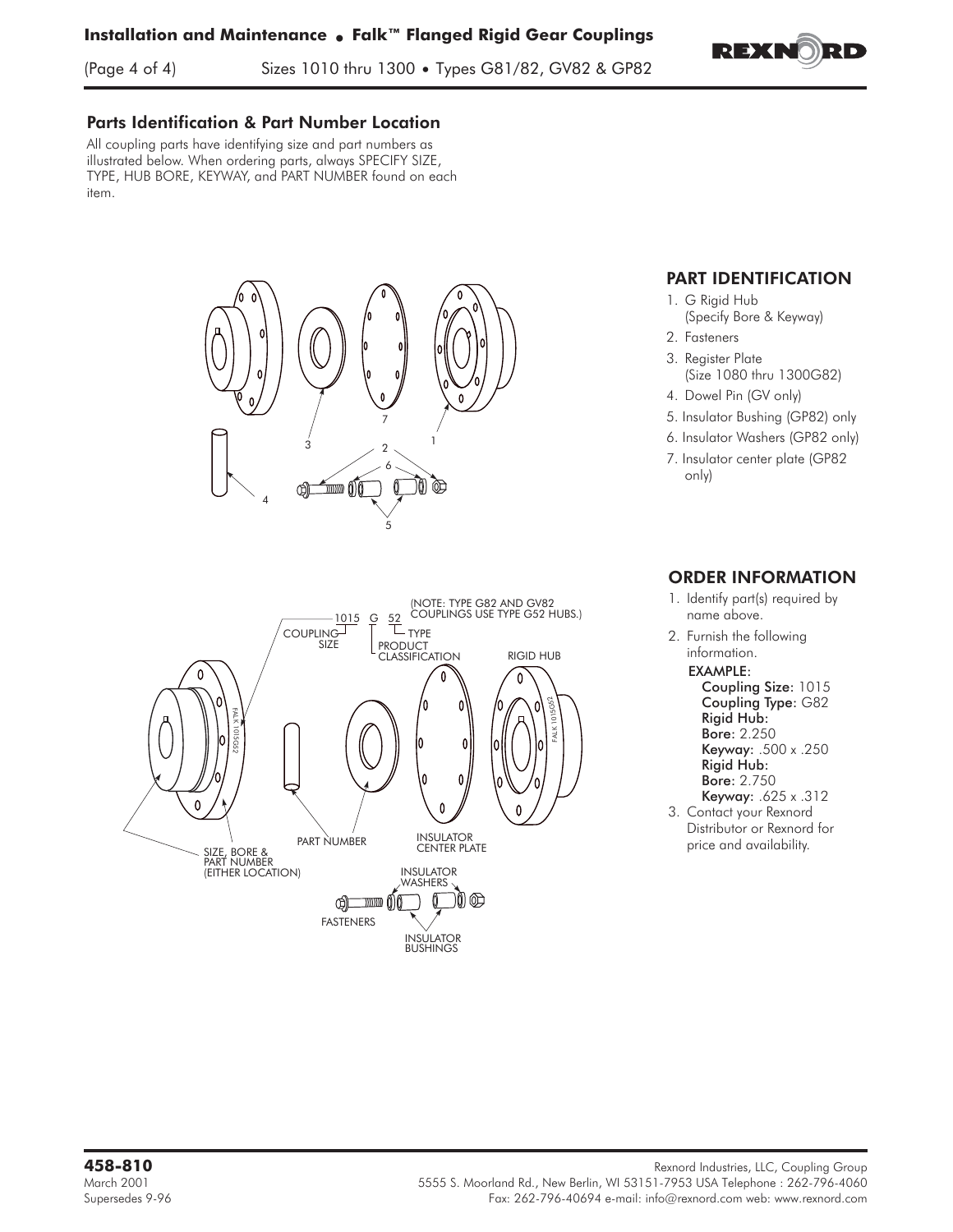## Parts Identification & Part Number Location

All coupling parts have identifying size and part numbers as illustrated below. When ordering parts, always SPECIFY SIZE, TYPE, HUB BORE, KEYWAY, and PART NUMBER found on each item.

7

3

2

1

6

4

5

(NOTE: TYPE G82 AND GV82 COUPLINGS USE TYPE G52 HUBS.)

1015 G 52

COUPLING SIZE

TYPE

PRODUCT CLASSIFICATION

RIGID HUB

FALK 1015G52

PART NUMBER

INSULATOR CENTER PLATE

SIZE, BORE & PART NUMBER (EITHER LOCATION)

INSULATOR WASHERS

FASTENERS

INSULATOR BUSHINGS

## PART IDENTIFICATION

1. G Rigid Hub (Specify Bore & Keyway)
2. Fasteners
3. Register Plate (Size 1080 thru 1300G82)
4. Dowel Pin (GV only)
5. Insulator Bushing (GP82) only
6. Insulator Washers (GP82 only)
7. Insulator center plate (GP82 only)

## ORDER INFORMATION

1. Identify part(s) required by name above.
2. Furnish the following information.

   **EXAMPLE:**
   **Coupling Size:** 1015
   **Coupling Type:** G82
   **Rigid Hub:**
   **Bore:** 2.250
   **Keyway:** .500 x .250
   **Rigid Hub:**
   **Bore:** 2.750
   **Keyway:** .625 x .312
3. Contact your Rexnord Distributor or Rexnord for price and availability.

**458-810**
March 2001
Supersedes 9-96

Rexnord Industries, LLC, Coupling Group
5555 S. Moorland Rd., New Berlin, WI 53151-7953 USA Telephone : 262-796-4060
Fax: 262-796-40694 e-mail: info@rexnord.com web: www.rexnord.com